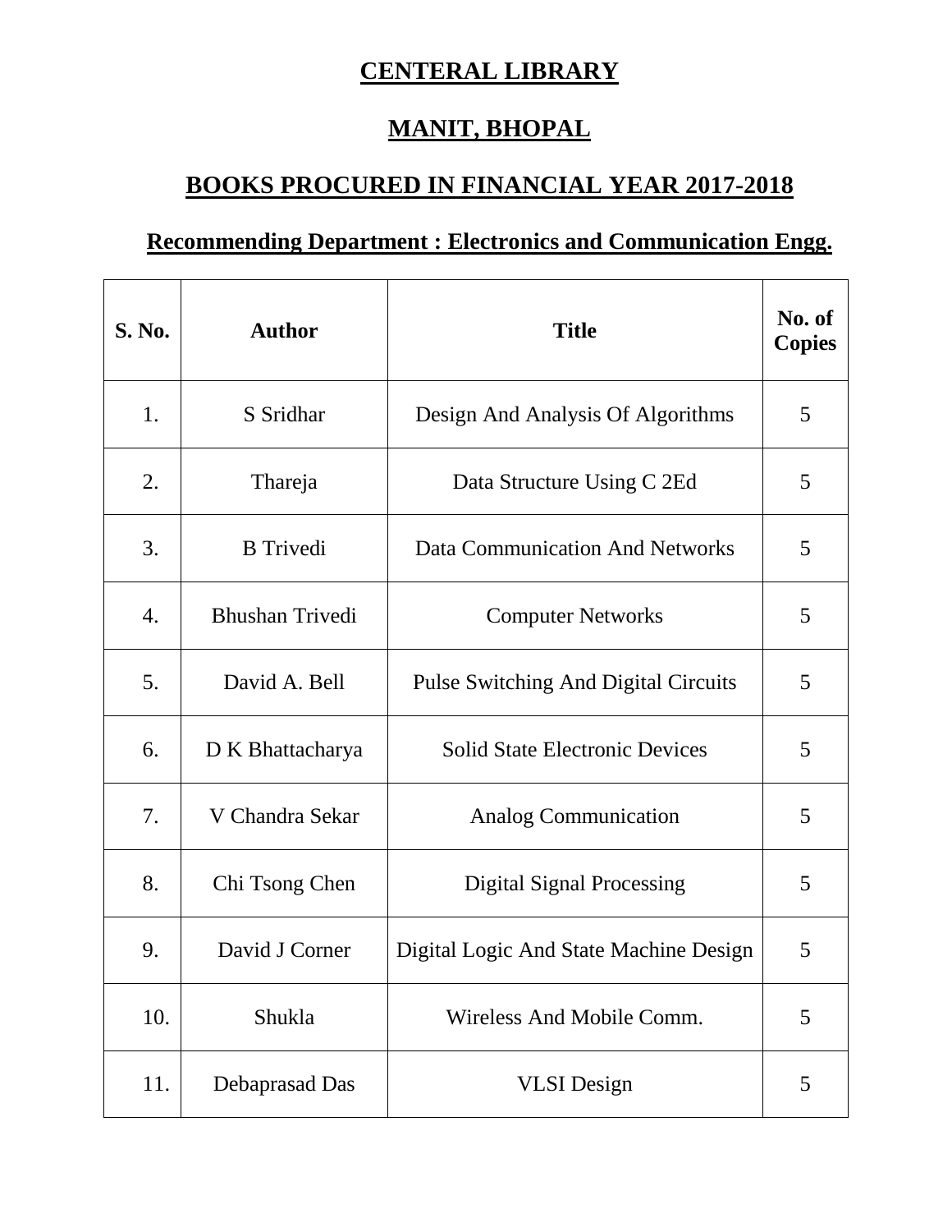# CENTERAL LIBRARY

# MANIT, BHOPAL

## BOOKS PROCURED IN FINANCIAL YEAR 2017-2018

### Recommending Department : Electronics and Communication Engg.

| S. No. | Author | Title | No. of Copies |
|---|---|---|---|
| 1. | S Sridhar | Design And Analysis Of Algorithms | 5 |
| 2. | Thareja | Data Structure Using C 2Ed | 5 |
| 3. | B Trivedi | Data Communication And Networks | 5 |
| 4. | Bhushan Trivedi | Computer Networks | 5 |
| 5. | David A. Bell | Pulse Switching And Digital Circuits | 5 |
| 6. | D K Bhattacharya | Solid State Electronic Devices | 5 |
| 7. | V Chandra Sekar | Analog Communication | 5 |
| 8. | Chi Tsong Chen | Digital Signal Processing | 5 |
| 9. | David J Corner | Digital Logic And State Machine Design | 5 |
| 10. | Shukla | Wireless And Mobile Comm. | 5 |
| 11. | Debaprasad Das | VLSI Design | 5 |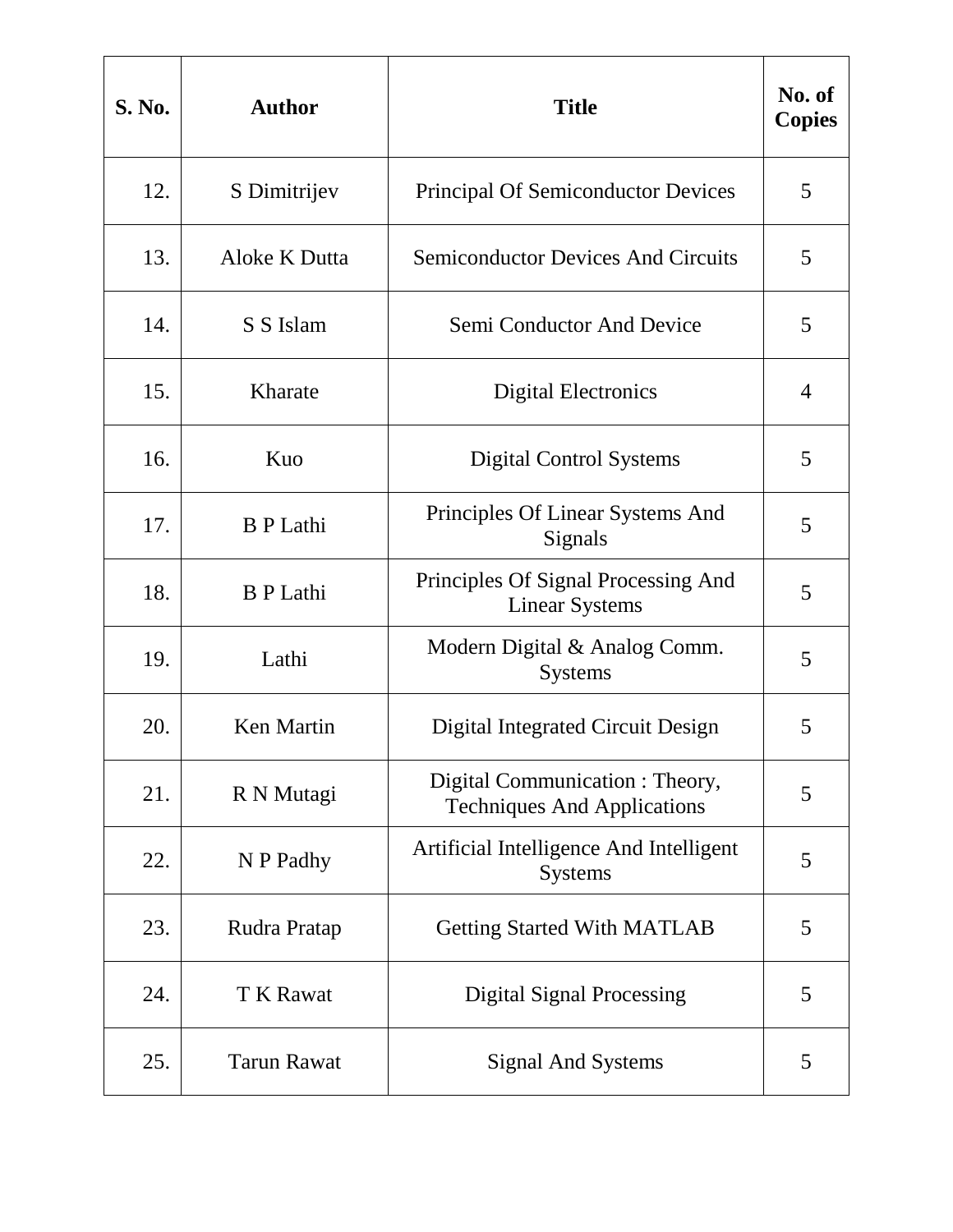| S. No. | Author | Title | No. of Copies |
|---|---|---|---|
| 12. | S Dimitrijev | Principal Of Semiconductor Devices | 5 |
| 13. | Aloke K Dutta | Semiconductor Devices And Circuits | 5 |
| 14. | S S Islam | Semi Conductor And Device | 5 |
| 15. | Kharate | Digital Electronics | 4 |
| 16. | Kuo | Digital Control Systems | 5 |
| 17. | B P Lathi | Principles Of Linear Systems And Signals | 5 |
| 18. | B P Lathi | Principles Of Signal Processing And Linear Systems | 5 |
| 19. | Lathi | Modern Digital & Analog Comm. Systems | 5 |
| 20. | Ken Martin | Digital Integrated Circuit Design | 5 |
| 21. | R N Mutagi | Digital Communication : Theory, Techniques And Applications | 5 |
| 22. | N P Padhy | Artificial Intelligence And Intelligent Systems | 5 |
| 23. | Rudra Pratap | Getting Started With MATLAB | 5 |
| 24. | T K Rawat | Digital Signal Processing | 5 |
| 25. | Tarun Rawat | Signal And Systems | 5 |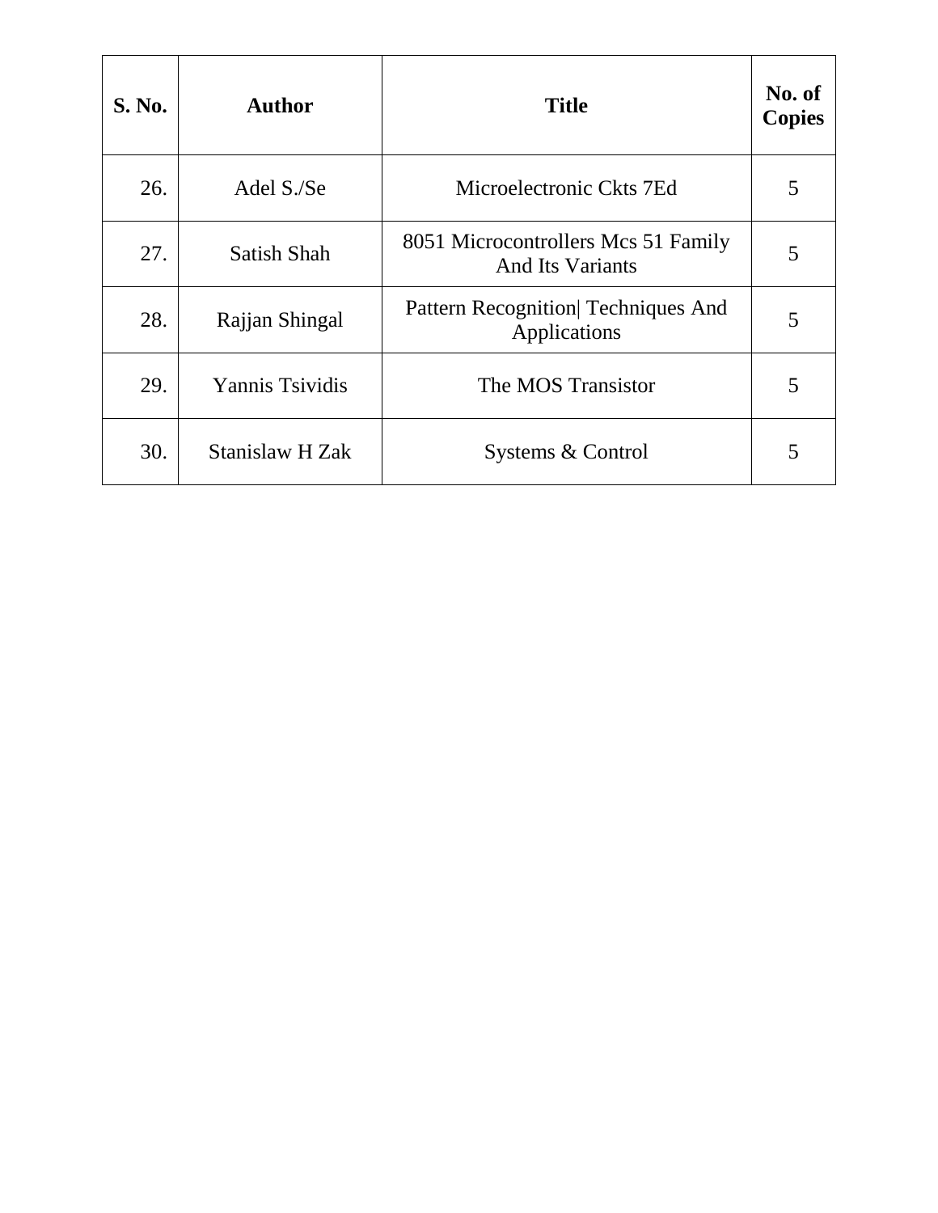| S. No. | Author | Title | No. of Copies |
|---|---|---|---|
| 26. | Adel S./Se | Microelectronic Ckts 7Ed | 5 |
| 27. | Satish Shah | 8051 Microcontrollers Mcs 51 Family And Its Variants | 5 |
| 28. | Rajjan Shingal | Pattern Recognition\| Techniques And Applications | 5 |
| 29. | Yannis Tsividis | The MOS Transistor | 5 |
| 30. | Stanislaw H Zak | Systems & Control | 5 |